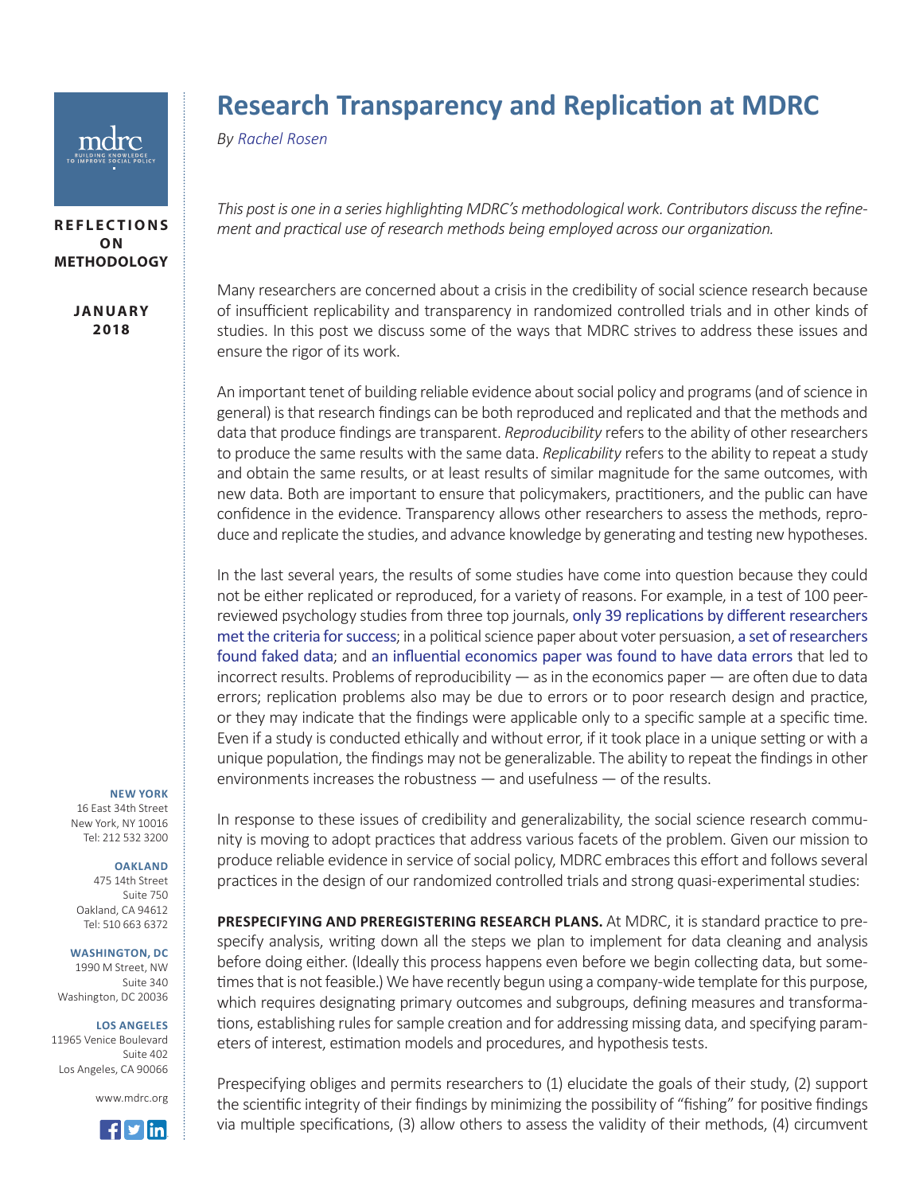# Research Transparency and Replication at MDRC

*By Rachel Rosen*

REFLECTIONS ON METHODOLOGY

JANUARY 2018

*This post is one in a series highlighting MDRC's methodological work. Contributors discuss the refinement and practical use of research methods being employed across our organization.*

Many researchers are concerned about a crisis in the credibility of social science research because of insufficient replicability and transparency in randomized controlled trials and in other kinds of studies. In this post we discuss some of the ways that MDRC strives to address these issues and ensure the rigor of its work.

An important tenet of building reliable evidence about social policy and programs (and of science in general) is that research findings can be both reproduced and replicated and that the methods and data that produce findings are transparent. *Reproducibility* refers to the ability of other researchers to produce the same results with the same data. *Replicability* refers to the ability to repeat a study and obtain the same results, or at least results of similar magnitude for the same outcomes, with new data. Both are important to ensure that policymakers, practitioners, and the public can have confidence in the evidence. Transparency allows other researchers to assess the methods, reproduce and replicate the studies, and advance knowledge by generating and testing new hypotheses.

In the last several years, the results of some studies have come into question because they could not be either replicated or reproduced, for a variety of reasons. For example, in a test of 100 peer-reviewed psychology studies from three top journals, only 39 replications by different researchers met the criteria for success; in a political science paper about voter persuasion, a set of researchers found faked data; and an influential economics paper was found to have data errors that led to incorrect results. Problems of reproducibility — as in the economics paper — are often due to data errors; replication problems also may be due to errors or to poor research design and practice, or they may indicate that the findings were applicable only to a specific sample at a specific time. Even if a study is conducted ethically and without error, if it took place in a unique setting or with a unique population, the findings may not be generalizable. The ability to repeat the findings in other environments increases the robustness — and usefulness — of the results.

In response to these issues of credibility and generalizability, the social science research community is moving to adopt practices that address various facets of the problem. Given our mission to produce reliable evidence in service of social policy, MDRC embraces this effort and follows several practices in the design of our randomized controlled trials and strong quasi-experimental studies:

**PRESPECIFYING AND PREREGISTERING RESEARCH PLANS.** At MDRC, it is standard practice to prespecify analysis, writing down all the steps we plan to implement for data cleaning and analysis before doing either. (Ideally this process happens even before we begin collecting data, but sometimes that is not feasible.) We have recently begun using a company-wide template for this purpose, which requires designating primary outcomes and subgroups, defining measures and transformations, establishing rules for sample creation and for addressing missing data, and specifying parameters of interest, estimation models and procedures, and hypothesis tests.

Prespecifying obliges and permits researchers to (1) elucidate the goals of their study, (2) support the scientific integrity of their findings by minimizing the possibility of "fishing" for positive findings via multiple specifications, (3) allow others to assess the validity of their methods, (4) circumvent

**NEW YORK**
16 East 34th Street
New York, NY 10016
Tel: 212 532 3200

**OAKLAND**
475 14th Street
Suite 750
Oakland, CA 94612
Tel: 510 663 6372

**WASHINGTON, DC**
1990 M Street, NW
Suite 340
Washington, DC 20036

**LOS ANGELES**
11965 Venice Boulevard
Suite 402
Los Angeles, CA 90066

www.mdrc.org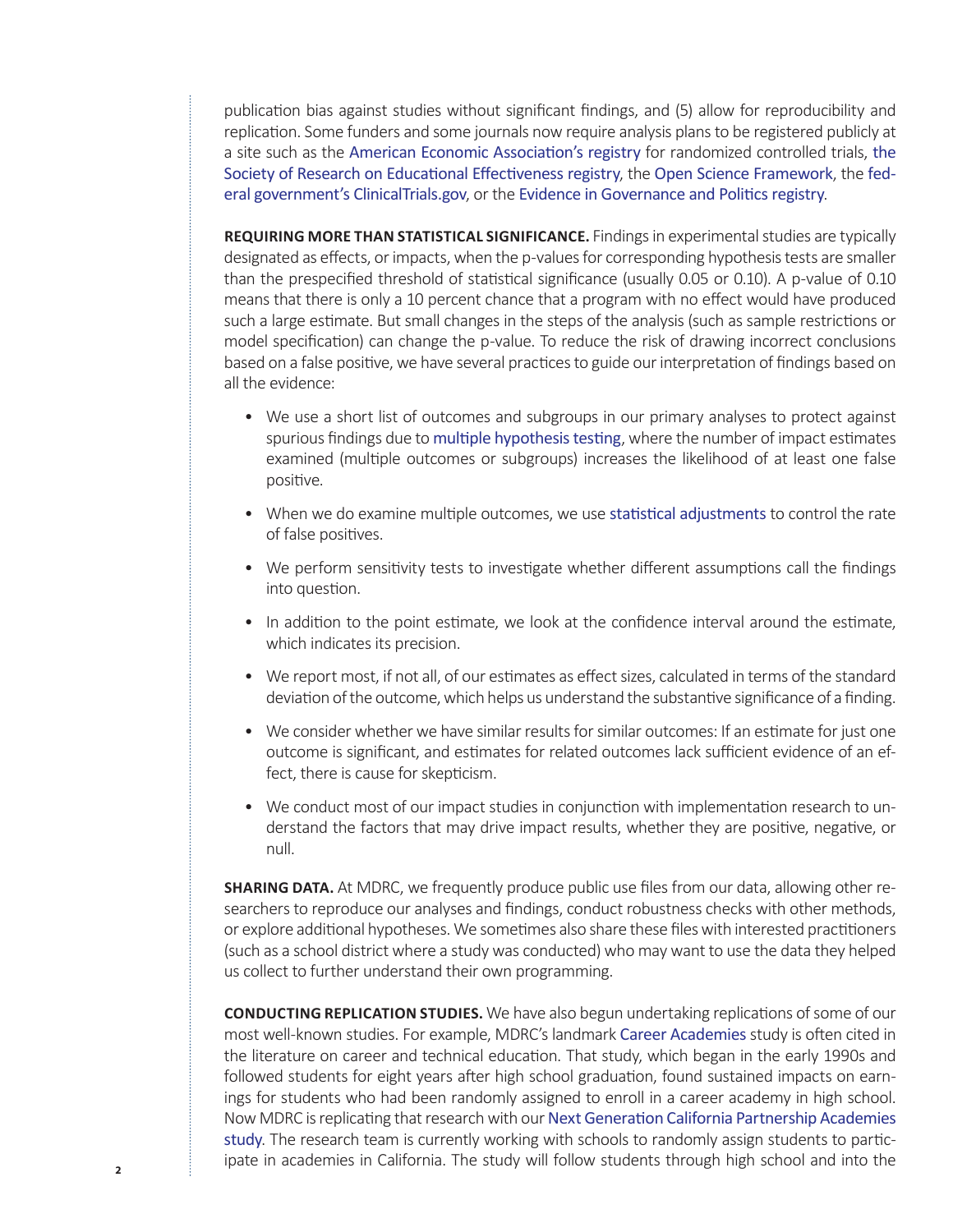publication bias against studies without significant findings, and (5) allow for reproducibility and replication. Some funders and some journals now require analysis plans to be registered publicly at a site such as the American Economic Association's registry for randomized controlled trials, the Society of Research on Educational Effectiveness registry, the Open Science Framework, the federal government's ClinicalTrials.gov, or the Evidence in Governance and Politics registry.

**REQUIRING MORE THAN STATISTICAL SIGNIFICANCE.** Findings in experimental studies are typically designated as effects, or impacts, when the p-values for corresponding hypothesis tests are smaller than the prespecified threshold of statistical significance (usually 0.05 or 0.10). A p-value of 0.10 means that there is only a 10 percent chance that a program with no effect would have produced such a large estimate. But small changes in the steps of the analysis (such as sample restrictions or model specification) can change the p-value. To reduce the risk of drawing incorrect conclusions based on a false positive, we have several practices to guide our interpretation of findings based on all the evidence:

- We use a short list of outcomes and subgroups in our primary analyses to protect against spurious findings due to multiple hypothesis testing, where the number of impact estimates examined (multiple outcomes or subgroups) increases the likelihood of at least one false positive.
- When we do examine multiple outcomes, we use statistical adjustments to control the rate of false positives.
- We perform sensitivity tests to investigate whether different assumptions call the findings into question.
- In addition to the point estimate, we look at the confidence interval around the estimate, which indicates its precision.
- We report most, if not all, of our estimates as effect sizes, calculated in terms of the standard deviation of the outcome, which helps us understand the substantive significance of a finding.
- We consider whether we have similar results for similar outcomes: If an estimate for just one outcome is significant, and estimates for related outcomes lack sufficient evidence of an effect, there is cause for skepticism.
- We conduct most of our impact studies in conjunction with implementation research to understand the factors that may drive impact results, whether they are positive, negative, or null.

**SHARING DATA.** At MDRC, we frequently produce public use files from our data, allowing other researchers to reproduce our analyses and findings, conduct robustness checks with other methods, or explore additional hypotheses. We sometimes also share these files with interested practitioners (such as a school district where a study was conducted) who may want to use the data they helped us collect to further understand their own programming.

**CONDUCTING REPLICATION STUDIES.** We have also begun undertaking replications of some of our most well-known studies. For example, MDRC's landmark Career Academies study is often cited in the literature on career and technical education. That study, which began in the early 1990s and followed students for eight years after high school graduation, found sustained impacts on earnings for students who had been randomly assigned to enroll in a career academy in high school. Now MDRC is replicating that research with our Next Generation California Partnership Academies study. The research team is currently working with schools to randomly assign students to participate in academies in California. The study will follow students through high school and into the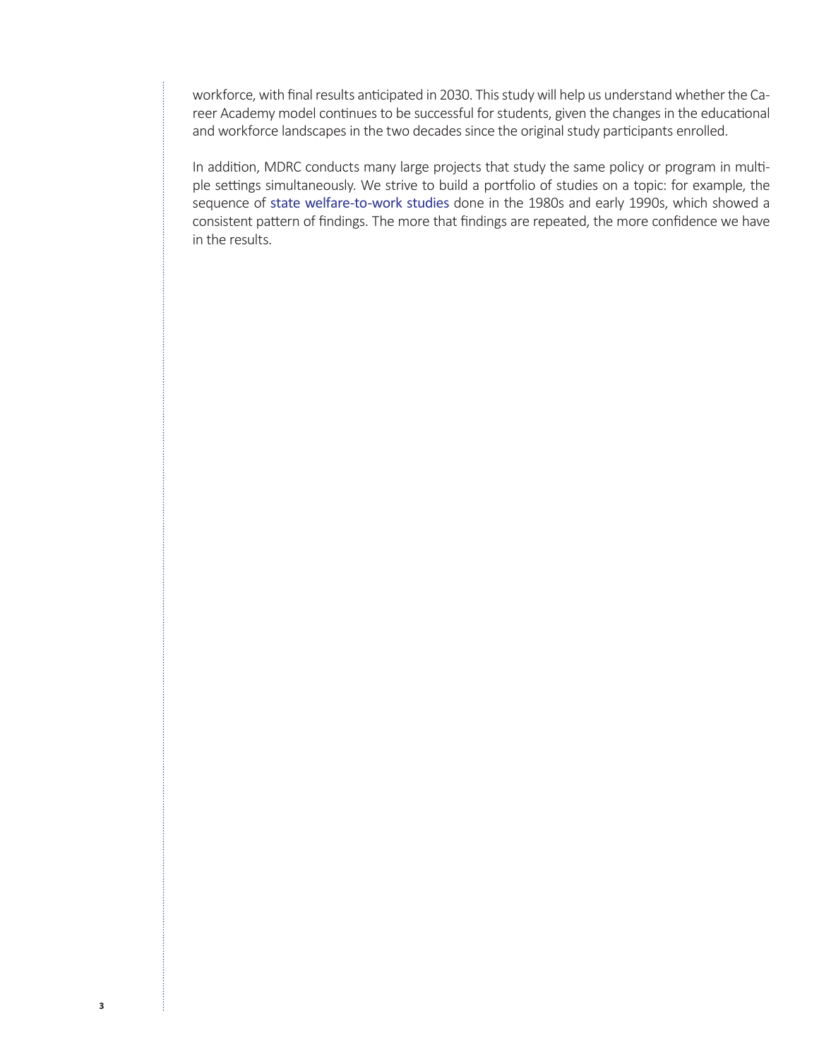workforce, with final results anticipated in 2030. This study will help us understand whether the Career Academy model continues to be successful for students, given the changes in the educational and workforce landscapes in the two decades since the original study participants enrolled.

In addition, MDRC conducts many large projects that study the same policy or program in multiple settings simultaneously. We strive to build a portfolio of studies on a topic: for example, the sequence of state welfare-to-work studies done in the 1980s and early 1990s, which showed a consistent pattern of findings. The more that findings are repeated, the more confidence we have in the results.